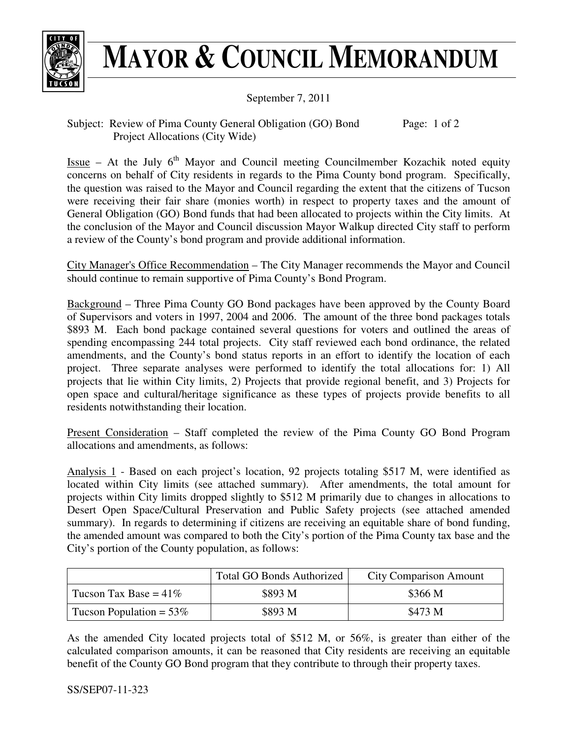# MAYOR & COUNCIL MEMORANDUM

September 7, 2011

Subject: Review of Pima County General Obligation (GO) Bond Project Allocations (City Wide)

Issue – At the July 6th Mayor and Council meeting Councilmember Kozachik noted equity concerns on behalf of City residents in regards to the Pima County bond program. Specifically, the question was raised to the Mayor and Council regarding the extent that the citizens of Tucson were receiving their fair share (monies worth) in respect to property taxes and the amount of General Obligation (GO) Bond funds that had been allocated to projects within the City limits. At the conclusion of the Mayor and Council discussion Mayor Walkup directed City staff to perform a review of the County's bond program and provide additional information.

City Manager's Office Recommendation – The City Manager recommends the Mayor and Council should continue to remain supportive of Pima County's Bond Program.

Background – Three Pima County GO Bond packages have been approved by the County Board of Supervisors and voters in 1997, 2004 and 2006. The amount of the three bond packages totals $893 M. Each bond package contained several questions for voters and outlined the areas of spending encompassing 244 total projects. City staff reviewed each bond ordinance, the related amendments, and the County's bond status reports in an effort to identify the location of each project. Three separate analyses were performed to identify the total allocations for: 1) All projects that lie within City limits, 2) Projects that provide regional benefit, and 3) Projects for open space and cultural/heritage significance as these types of projects provide benefits to all residents notwithstanding their location.

Present Consideration – Staff completed the review of the Pima County GO Bond Program allocations and amendments, as follows:

Analysis 1 - Based on each project's location, 92 projects totaling $517 M, were identified as located within City limits (see attached summary). After amendments, the total amount for projects within City limits dropped slightly to $512 M primarily due to changes in allocations to Desert Open Space/Cultural Preservation and Public Safety projects (see attached amended summary). In regards to determining if citizens are receiving an equitable share of bond funding, the amended amount was compared to both the City's portion of the Pima County tax base and the City's portion of the County population, as follows:

| | Total GO Bonds Authorized | City Comparison Amount |
|---|---|---|
| Tucson Tax Base = 41% | $893 M | $366 M |
| Tucson Population = 53% | $893 M | $473 M |

As the amended City located projects total of $512 M, or 56%, is greater than either of the calculated comparison amounts, it can be reasoned that City residents are receiving an equitable benefit of the County GO Bond program that they contribute to through their property taxes.

SS/SEP07-11-323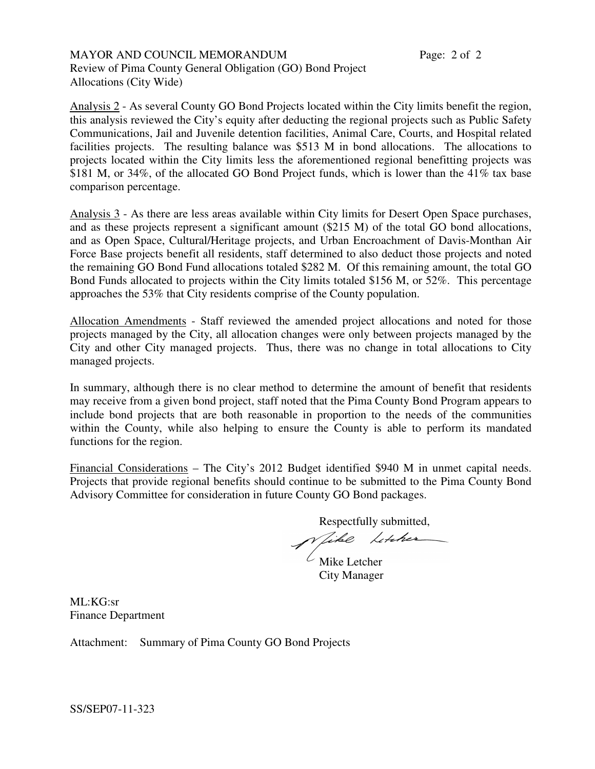Analysis 2 - As several County GO Bond Projects located within the City limits benefit the region, this analysis reviewed the City's equity after deducting the regional projects such as Public Safety Communications, Jail and Juvenile detention facilities, Animal Care, Courts, and Hospital related facilities projects. The resulting balance was $513 M in bond allocations. The allocations to projects located within the City limits less the aforementioned regional benefitting projects was $181 M, or 34%, of the allocated GO Bond Project funds, which is lower than the 41% tax base comparison percentage.

Analysis 3 - As there are less areas available within City limits for Desert Open Space purchases, and as these projects represent a significant amount ($215 M) of the total GO bond allocations, and as Open Space, Cultural/Heritage projects, and Urban Encroachment of Davis-Monthan Air Force Base projects benefit all residents, staff determined to also deduct those projects and noted the remaining GO Bond Fund allocations totaled $282 M. Of this remaining amount, the total GO Bond Funds allocated to projects within the City limits totaled $156 M, or 52%. This percentage approaches the 53% that City residents comprise of the County population.

Allocation Amendments - Staff reviewed the amended project allocations and noted for those projects managed by the City, all allocation changes were only between projects managed by the City and other City managed projects. Thus, there was no change in total allocations to City managed projects.

In summary, although there is no clear method to determine the amount of benefit that residents may receive from a given bond project, staff noted that the Pima County Bond Program appears to include bond projects that are both reasonable in proportion to the needs of the communities within the County, while also helping to ensure the County is able to perform its mandated functions for the region.

Financial Considerations – The City's 2012 Budget identified $940 M in unmet capital needs. Projects that provide regional benefits should continue to be submitted to the Pima County Bond Advisory Committee for consideration in future County GO Bond packages.

Respectfully submitted,

Mike Letcher
City Manager

ML:KG:sr
Finance Department

Attachment: Summary of Pima County GO Bond Projects

SS/SEP07-11-323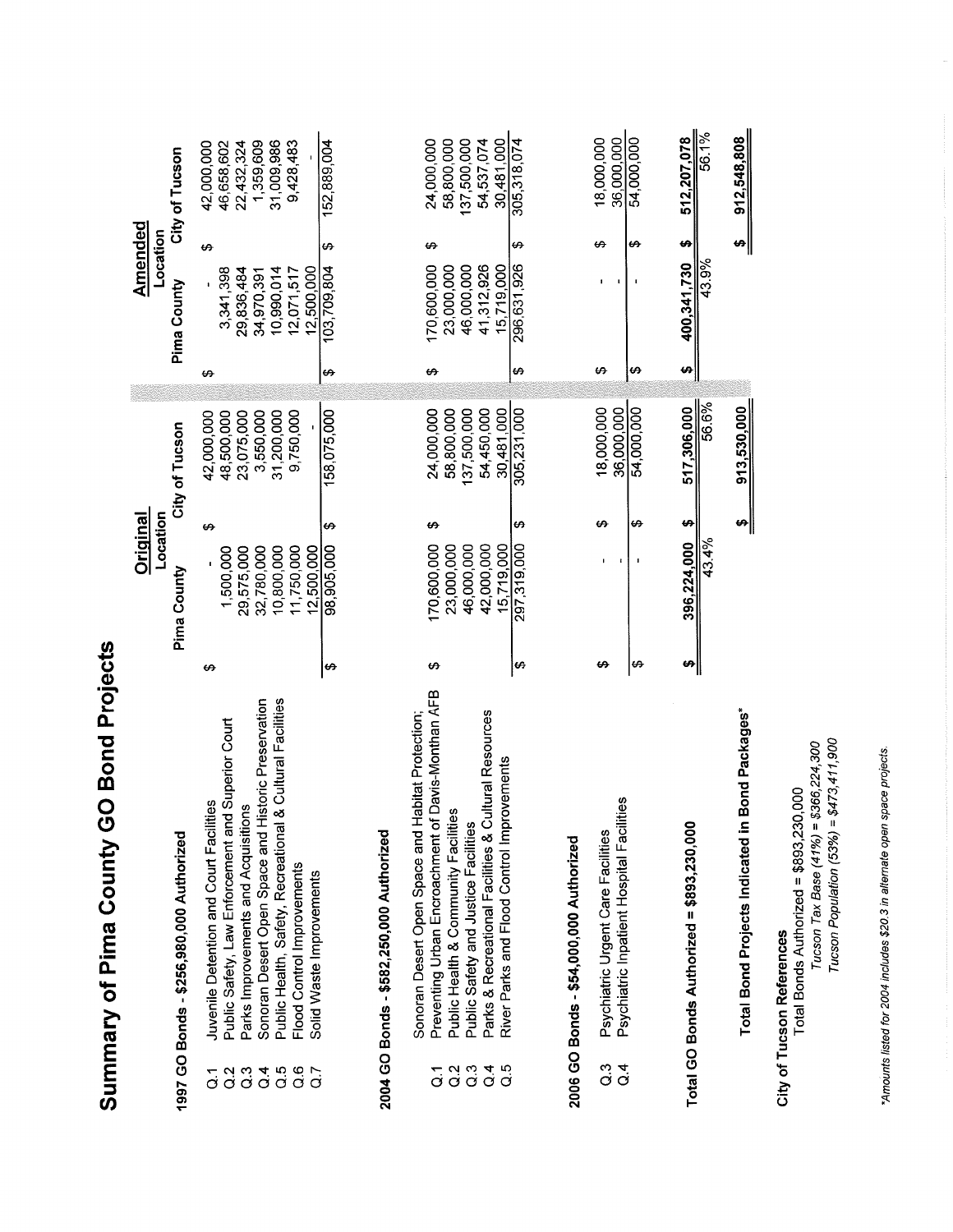# Summary of Pima County GO Bond Projects

| | | Original | | Amended | |
|---|---|---|---|---|---|
| | | Location | | Location | |
| | | Pima County | City of Tucson | Pima County | City of Tucson |
| **1997 GO Bonds - $256,980,000 Authorized** | | | | | |
| Q.1 | Juvenile Detention and Court Facilities | $ - | $ 42,000,000 | $ - | $ 42,000,000 |
| Q.2 | Public Safety, Law Enforcement and Superior Court | 1,500,000 | 48,500,000 | 3,341,398 | 46,658,602 |
| Q.3 | Parks Improvements and Acquisitions | 29,575,000 | 23,075,000 | 29,836,484 | 22,432,324 |
| Q.4 | Sonoran Desert Open Space and Historic Preservation | 32,780,000 | 3,550,000 | 34,970,391 | 1,359,609 |
| Q.5 | Public Health, Safety, Recreational & Cultural Facilities | 10,800,000 | 31,200,000 | 10,990,014 | 31,009,986 |
| Q.6 | Flood Control Improvements | 11,750,000 | 9,750,000 | 12,071,517 | 9,428,483 |
| Q.7 | Solid Waste Improvements | 12,500,000 | - | 12,500,000 | - |
| | | $ 98,905,000 | $ 158,075,000 | $ 103,709,804 | $ 152,889,004 |
| **2004 GO Bonds - $582,250,000 Authorized** | | | | | |
| Q.1 | Sonoran Desert Open Space and Habitat Protection; Preventing Urban Encroachment of Davis-Monthan AFB | $ 170,600,000 | $ 24,000,000 | $ 170,600,000 | $ 24,000,000 |
| Q.2 | Public Health & Community Facilities | 23,000,000 | 58,800,000 | 23,000,000 | 58,800,000 |
| Q.3 | Public Safety and Justice Facilities | 46,000,000 | 137,500,000 | 46,000,000 | 137,500,000 |
| Q.4 | Parks & Recreational Facilities & Cultural Resources | 42,000,000 | 54,450,000 | 41,312,926 | 54,537,074 |
| Q.5 | River Parks and Flood Control Improvements | 15,719,000 | 30,481,000 | 15,719,000 | 30,481,000 |
| | | $ 297,319,000 | $ 305,231,000 | $ 296,631,926 | $ 305,318,074 |
| **2006 GO Bonds - $54,000,000 Authorized** | | | | | |
| Q.3 | Psychiatric Urgent Care Facilities | $ - | $ 18,000,000 | $ - | $ 18,000,000 |
| Q.4 | Psychiatric Inpatient Hospital Facilities | - | 36,000,000 | - | 36,000,000 |
| | | $ - | $ 54,000,000 | $ - | $ 54,000,000 |
| **Total GO Bonds Authorized = $893,230,000** | | $ 396,224,000 | $ 517,306,000 | $ 400,341,730 | $ 512,207,078 |
| | | 43.4% | 56.6% | 43.9% | 56.1% |
| **Total Bond Projects Indicated in Bond Packages*** | | | $ 913,530,000 | | $ 912,548,808 |

**City of Tucson References**

Total Bonds Authorized = $893,230,000

*Tucson Tax Base (41%) = $366,224,300*

*Tucson Population (53%) = $473,411,900*

*Amounts listed for 2004 includes $20.3 in alternate open space projects.*